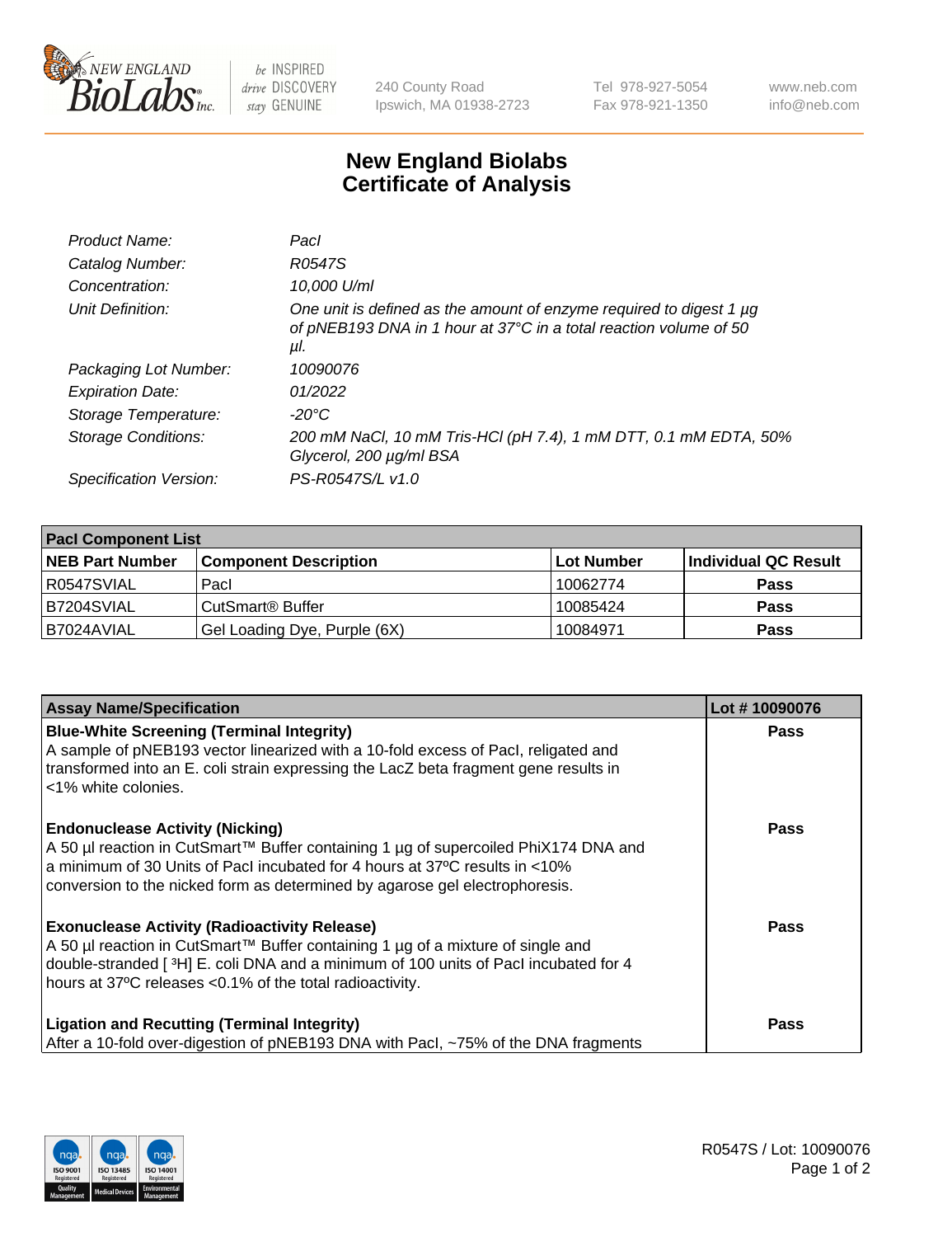# New England Biolabs Certificate of Analysis

| | |
|---|---|
| *Product Name:* | *PacI* |
| *Catalog Number:* | *R0547S* |
| *Concentration:* | *10,000 U/ml* |
| *Unit Definition:* | *One unit is defined as the amount of enzyme required to digest 1 µg of pNEB193 DNA in 1 hour at 37°C in a total reaction volume of 50 µl.* |
| *Packaging Lot Number:* | *10090076* |
| *Expiration Date:* | *01/2022* |
| *Storage Temperature:* | *-20°C* |
| *Storage Conditions:* | *200 mM NaCl, 10 mM Tris-HCl (pH 7.4), 1 mM DTT, 0.1 mM EDTA, 50% Glycerol, 200 µg/ml BSA* |
| *Specification Version:* | *PS-R0547S/L v1.0* |

| PacI Component List | | | |
|---|---|---|---|
| **NEB Part Number** | **Component Description** | **Lot Number** | **Individual QC Result** |
| R0547SVIAL | PacI | 10062774 | **Pass** |
| B7204SVIAL | CutSmart® Buffer | 10085424 | **Pass** |
| B7024AVIAL | Gel Loading Dye, Purple (6X) | 10084971 | **Pass** |

| Assay Name/Specification | Lot # 10090076 |
|---|---|
| **Blue-White Screening (Terminal Integrity)** A sample of pNEB193 vector linearized with a 10-fold excess of PacI, religated and transformed into an E. coli strain expressing the LacZ beta fragment gene results in <1% white colonies. | **Pass** |
| **Endonuclease Activity (Nicking)** A 50 µl reaction in CutSmart™ Buffer containing 1 µg of supercoiled PhiX174 DNA and a minimum of 30 Units of PacI incubated for 4 hours at 37ºC results in <10% conversion to the nicked form as determined by agarose gel electrophoresis. | **Pass** |
| **Exonuclease Activity (Radioactivity Release)** A 50 µl reaction in CutSmart™ Buffer containing 1 µg of a mixture of single and double-stranded [ $^3$H] E. coli DNA and a minimum of 100 units of PacI incubated for 4 hours at 37ºC releases <0.1% of the total radioactivity. | **Pass** |
| **Ligation and Recutting (Terminal Integrity)** After a 10-fold over-digestion of pNEB193 DNA with PacI, ~75% of the DNA fragments | **Pass** |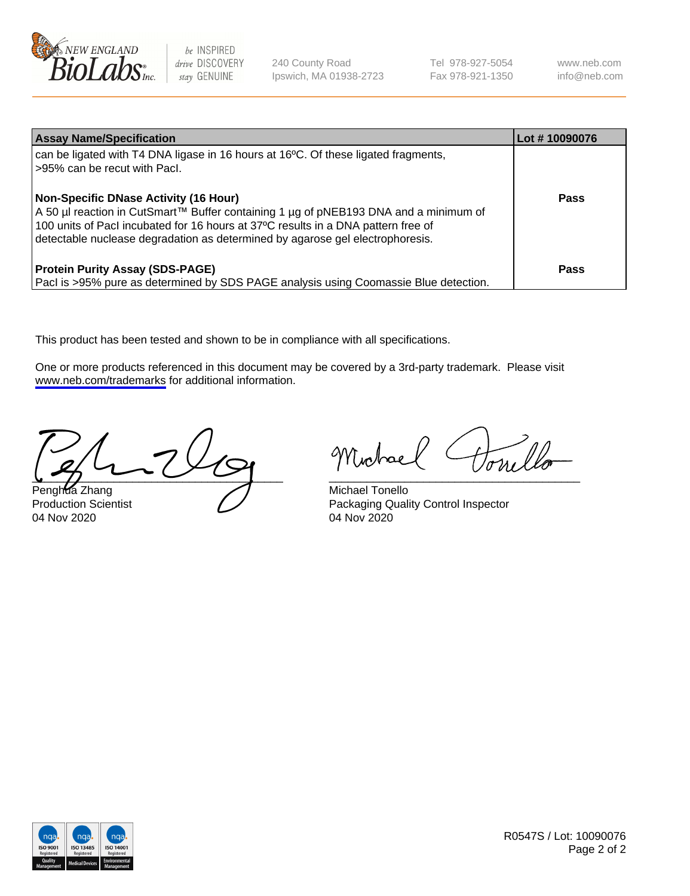| Assay Name/Specification | Lot # 10090076 |
| --- | --- |
| can be ligated with T4 DNA ligase in 16 hours at 16ºC. Of these ligated fragments, >95% can be recut with PacI. | |
| **Non-Specific DNase Activity (16 Hour)**<br>A 50 µl reaction in CutSmart™ Buffer containing 1 µg of pNEB193 DNA and a minimum of 100 units of PacI incubated for 16 hours at 37ºC results in a DNA pattern free of detectable nuclease degradation as determined by agarose gel electrophoresis. | **Pass** |
| **Protein Purity Assay (SDS-PAGE)**<br>PacI is >95% pure as determined by SDS PAGE analysis using Coomassie Blue detection. | **Pass** |

This product has been tested and shown to be in compliance with all specifications.

One or more products referenced in this document may be covered by a 3rd-party trademark. Please visit www.neb.com/trademarks for additional information.

Penghua Zhang
Production Scientist
04 Nov 2020

Michael Tonello
Packaging Quality Control Inspector
04 Nov 2020

R0547S / Lot: 10090076